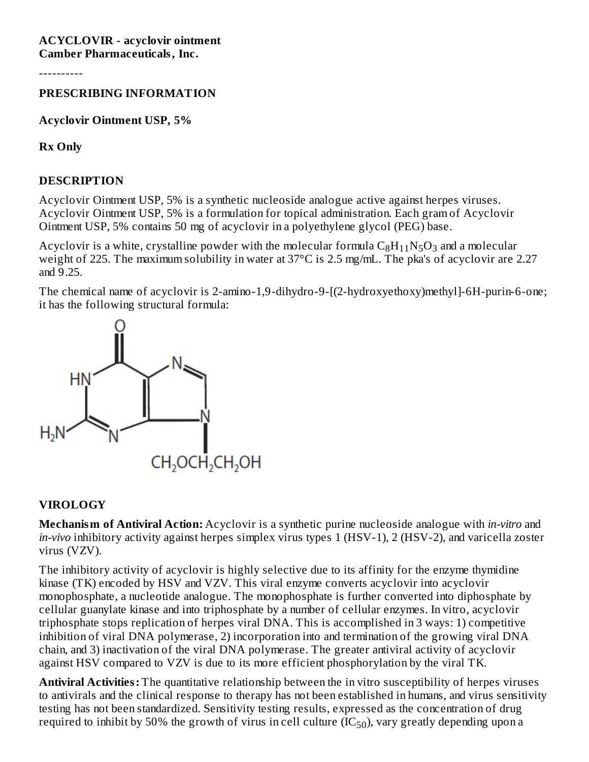**ACYCLOVIR - acyclovir ointment**
**Camber Pharmaceuticals, Inc.**

----------

## PRESCRIBING INFORMATION

**Acyclovir Ointment USP, 5%**

**Rx Only**

## DESCRIPTION

Acyclovir Ointment USP, 5% is a synthetic nucleoside analogue active against herpes viruses. Acyclovir Ointment USP, 5% is a formulation for topical administration. Each gram of Acyclovir Ointment USP, 5% contains 50 mg of acyclovir in a polyethylene glycol (PEG) base.

Acyclovir is a white, crystalline powder with the molecular formula $C_8H_{11}N_5O_3$ and a molecular weight of 225. The maximum solubility in water at 37°C is 2.5 mg/mL. The pka's of acyclovir are 2.27 and 9.25.

The chemical name of acyclovir is 2-amino-1,9-dihydro-9-[(2-hydroxyethoxy)methyl]-6H-purin-6-one; it has the following structural formula:

## VIROLOGY

**Mechanism of Antiviral Action:** Acyclovir is a synthetic purine nucleoside analogue with *in-vitro* and *in-vivo* inhibitory activity against herpes simplex virus types 1 (HSV-1), 2 (HSV-2), and varicella zoster virus (VZV).

The inhibitory activity of acyclovir is highly selective due to its affinity for the enzyme thymidine kinase (TK) encoded by HSV and VZV. This viral enzyme converts acyclovir into acyclovir monophosphate, a nucleotide analogue. The monophosphate is further converted into diphosphate by cellular guanylate kinase and into triphosphate by a number of cellular enzymes. In vitro, acyclovir triphosphate stops replication of herpes viral DNA. This is accomplished in 3 ways: 1) competitive inhibition of viral DNA polymerase, 2) incorporation into and termination of the growing viral DNA chain, and 3) inactivation of the viral DNA polymerase. The greater antiviral activity of acyclovir against HSV compared to VZV is due to its more efficient phosphorylation by the viral TK.

**Antiviral Activities:** The quantitative relationship between the in vitro susceptibility of herpes viruses to antivirals and the clinical response to therapy has not been established in humans, and virus sensitivity testing has not been standardized. Sensitivity testing results, expressed as the concentration of drug required to inhibit by 50% the growth of virus in cell culture ($IC_{50}$), vary greatly depending upon a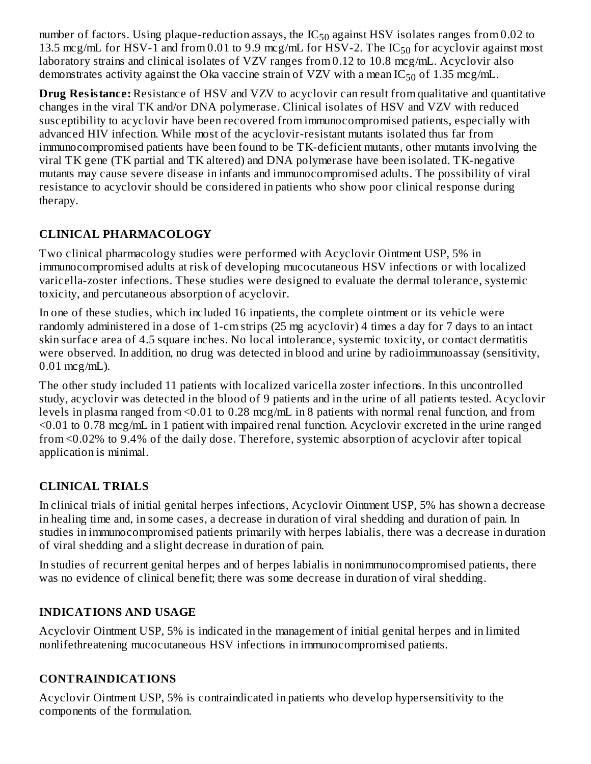number of factors. Using plaque-reduction assays, the $IC_{50}$ against HSV isolates ranges from 0.02 to 13.5 mcg/mL for HSV-1 and from 0.01 to 9.9 mcg/mL for HSV-2. The $IC_{50}$ for acyclovir against most laboratory strains and clinical isolates of VZV ranges from 0.12 to 10.8 mcg/mL. Acyclovir also demonstrates activity against the Oka vaccine strain of VZV with a mean $IC_{50}$ of 1.35 mcg/mL.

**Drug Resistance:** Resistance of HSV and VZV to acyclovir can result from qualitative and quantitative changes in the viral TK and/or DNA polymerase. Clinical isolates of HSV and VZV with reduced susceptibility to acyclovir have been recovered from immunocompromised patients, especially with advanced HIV infection. While most of the acyclovir-resistant mutants isolated thus far from immunocompromised patients have been found to be TK-deficient mutants, other mutants involving the viral TK gene (TK partial and TK altered) and DNA polymerase have been isolated. TK-negative mutants may cause severe disease in infants and immunocompromised adults. The possibility of viral resistance to acyclovir should be considered in patients who show poor clinical response during therapy.

## CLINICAL PHARMACOLOGY

Two clinical pharmacology studies were performed with Acyclovir Ointment USP, 5% in immunocompromised adults at risk of developing mucocutaneous HSV infections or with localized varicella-zoster infections. These studies were designed to evaluate the dermal tolerance, systemic toxicity, and percutaneous absorption of acyclovir.

In one of these studies, which included 16 inpatients, the complete ointment or its vehicle were randomly administered in a dose of 1-cm strips (25 mg acyclovir) 4 times a day for 7 days to an intact skin surface area of 4.5 square inches. No local intolerance, systemic toxicity, or contact dermatitis were observed. In addition, no drug was detected in blood and urine by radioimmunoassay (sensitivity, 0.01 mcg/mL).

The other study included 11 patients with localized varicella zoster infections. In this uncontrolled study, acyclovir was detected in the blood of 9 patients and in the urine of all patients tested. Acyclovir levels in plasma ranged from <0.01 to 0.28 mcg/mL in 8 patients with normal renal function, and from <0.01 to 0.78 mcg/mL in 1 patient with impaired renal function. Acyclovir excreted in the urine ranged from <0.02% to 9.4% of the daily dose. Therefore, systemic absorption of acyclovir after topical application is minimal.

## CLINICAL TRIALS

In clinical trials of initial genital herpes infections, Acyclovir Ointment USP, 5% has shown a decrease in healing time and, in some cases, a decrease in duration of viral shedding and duration of pain. In studies in immunocompromised patients primarily with herpes labialis, there was a decrease in duration of viral shedding and a slight decrease in duration of pain.

In studies of recurrent genital herpes and of herpes labialis in nonimmunocompromised patients, there was no evidence of clinical benefit; there was some decrease in duration of viral shedding.

## INDICATIONS AND USAGE

Acyclovir Ointment USP, 5% is indicated in the management of initial genital herpes and in limited nonlifethreatening mucocutaneous HSV infections in immunocompromised patients.

## CONTRAINDICATIONS

Acyclovir Ointment USP, 5% is contraindicated in patients who develop hypersensitivity to the components of the formulation.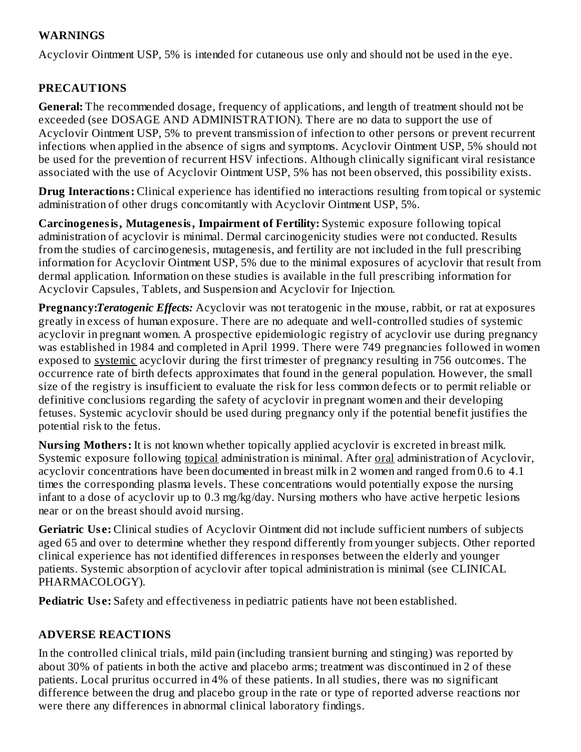## WARNINGS

Acyclovir Ointment USP, 5% is intended for cutaneous use only and should not be used in the eye.

## PRECAUTIONS

**General:** The recommended dosage, frequency of applications, and length of treatment should not be exceeded (see DOSAGE AND ADMINISTRATION). There are no data to support the use of Acyclovir Ointment USP, 5% to prevent transmission of infection to other persons or prevent recurrent infections when applied in the absence of signs and symptoms. Acyclovir Ointment USP, 5% should not be used for the prevention of recurrent HSV infections. Although clinically significant viral resistance associated with the use of Acyclovir Ointment USP, 5% has not been observed, this possibility exists.

**Drug Interactions:** Clinical experience has identified no interactions resulting from topical or systemic administration of other drugs concomitantly with Acyclovir Ointment USP, 5%.

**Carcinogenesis, Mutagenesis, Impairment of Fertility:** Systemic exposure following topical administration of acyclovir is minimal. Dermal carcinogenicity studies were not conducted. Results from the studies of carcinogenesis, mutagenesis, and fertility are not included in the full prescribing information for Acyclovir Ointment USP, 5% due to the minimal exposures of acyclovir that result from dermal application. Information on these studies is available in the full prescribing information for Acyclovir Capsules, Tablets, and Suspension and Acyclovir for Injection.

**Pregnancy:** ***Teratogenic Effects:*** Acyclovir was not teratogenic in the mouse, rabbit, or rat at exposures greatly in excess of human exposure. There are no adequate and well-controlled studies of systemic acyclovir in pregnant women. A prospective epidemiologic registry of acyclovir use during pregnancy was established in 1984 and completed in April 1999. There were 749 pregnancies followed in women exposed to <u>systemic</u> acyclovir during the first trimester of pregnancy resulting in 756 outcomes. The occurrence rate of birth defects approximates that found in the general population. However, the small size of the registry is insufficient to evaluate the risk for less common defects or to permit reliable or definitive conclusions regarding the safety of acyclovir in pregnant women and their developing fetuses. Systemic acyclovir should be used during pregnancy only if the potential benefit justifies the potential risk to the fetus.

**Nursing Mothers:** It is not known whether topically applied acyclovir is excreted in breast milk. Systemic exposure following <u>topical</u> administration is minimal. After <u>oral</u> administration of Acyclovir, acyclovir concentrations have been documented in breast milk in 2 women and ranged from 0.6 to 4.1 times the corresponding plasma levels. These concentrations would potentially expose the nursing infant to a dose of acyclovir up to 0.3 mg/kg/day. Nursing mothers who have active herpetic lesions near or on the breast should avoid nursing.

**Geriatric Use:** Clinical studies of Acyclovir Ointment did not include sufficient numbers of subjects aged 65 and over to determine whether they respond differently from younger subjects. Other reported clinical experience has not identified differences in responses between the elderly and younger patients. Systemic absorption of acyclovir after topical administration is minimal (see CLINICAL PHARMACOLOGY).

**Pediatric Use:** Safety and effectiveness in pediatric patients have not been established.

## ADVERSE REACTIONS

In the controlled clinical trials, mild pain (including transient burning and stinging) was reported by about 30% of patients in both the active and placebo arms; treatment was discontinued in 2 of these patients. Local pruritus occurred in 4% of these patients. In all studies, there was no significant difference between the drug and placebo group in the rate or type of reported adverse reactions nor were there any differences in abnormal clinical laboratory findings.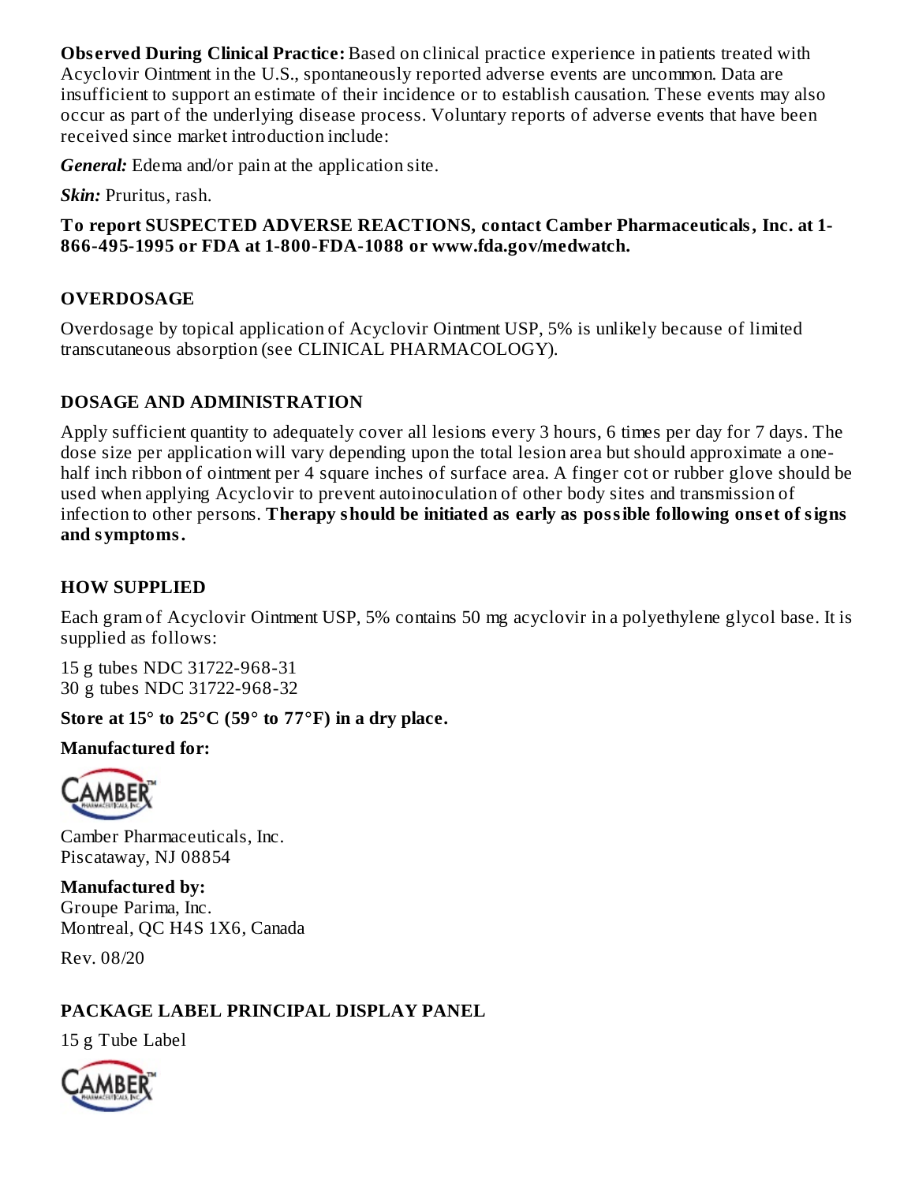**Observed During Clinical Practice:** Based on clinical practice experience in patients treated with Acyclovir Ointment in the U.S., spontaneously reported adverse events are uncommon. Data are insufficient to support an estimate of their incidence or to establish causation. These events may also occur as part of the underlying disease process. Voluntary reports of adverse events that have been received since market introduction include:

***General:*** Edema and/or pain at the application site.

***Skin:*** Pruritus, rash.

**To report SUSPECTED ADVERSE REACTIONS, contact Camber Pharmaceuticals, Inc. at 1-866-495-1995 or FDA at 1-800-FDA-1088 or www.fda.gov/medwatch.**

## OVERDOSAGE

Overdosage by topical application of Acyclovir Ointment USP, 5% is unlikely because of limited transcutaneous absorption (see CLINICAL PHARMACOLOGY).

## DOSAGE AND ADMINISTRATION

Apply sufficient quantity to adequately cover all lesions every 3 hours, 6 times per day for 7 days. The dose size per application will vary depending upon the total lesion area but should approximate a one-half inch ribbon of ointment per 4 square inches of surface area. A finger cot or rubber glove should be used when applying Acyclovir to prevent autoinoculation of other body sites and transmission of infection to other persons. **Therapy should be initiated as early as possible following onset of signs and symptoms.**

## HOW SUPPLIED

Each gram of Acyclovir Ointment USP, 5% contains 50 mg acyclovir in a polyethylene glycol base. It is supplied as follows:

15 g tubes NDC 31722-968-31
30 g tubes NDC 31722-968-32

**Store at 15° to 25°C (59° to 77°F) in a dry place.**

**Manufactured for:**

Camber Pharmaceuticals, Inc.
Piscataway, NJ 08854

**Manufactured by:**
Groupe Parima, Inc.
Montreal, QC H4S 1X6, Canada

Rev. 08/20

## PACKAGE LABEL PRINCIPAL DISPLAY PANEL

15 g Tube Label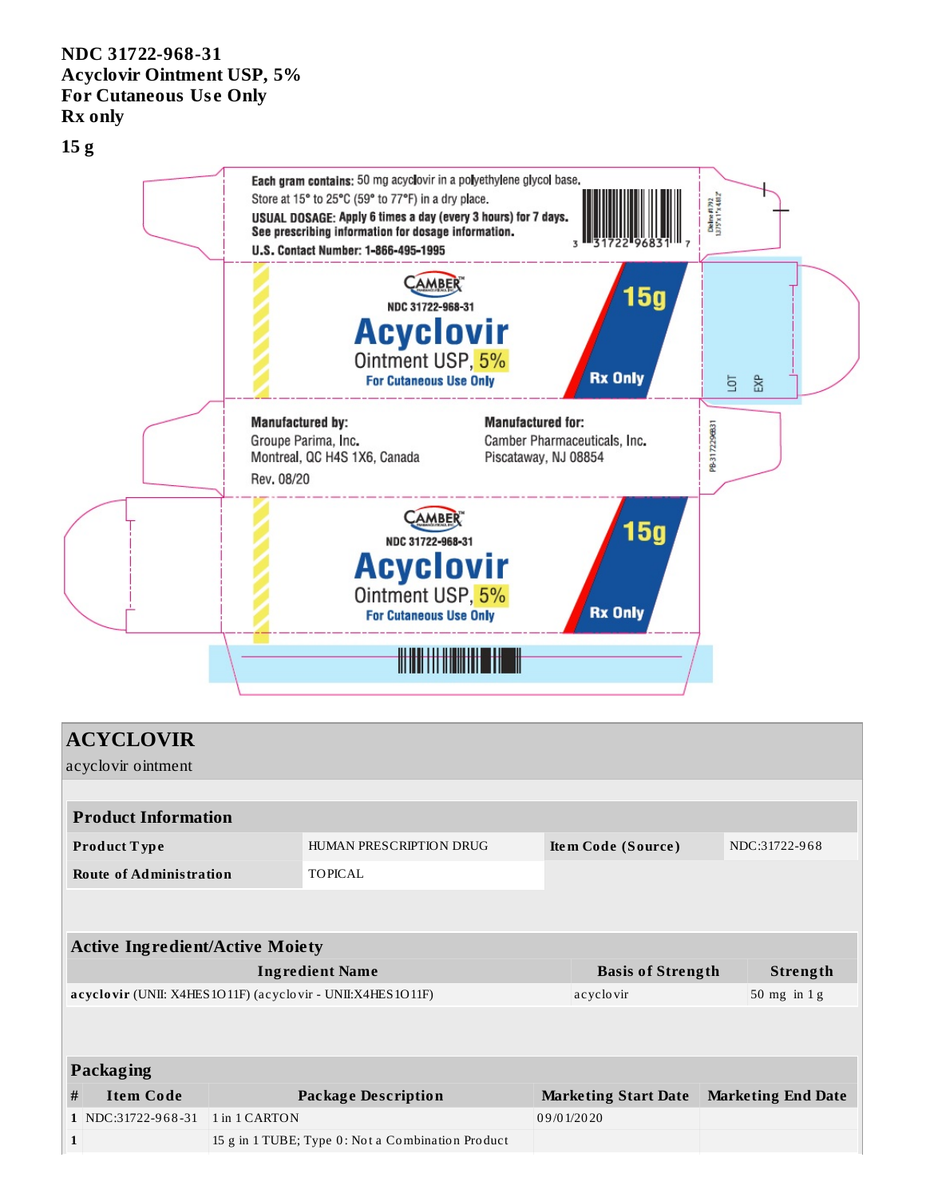**NDC 31722-968-31**
**Acyclovir Ointment USP, 5%**
**For Cutaneous Use Only**
**Rx only**

**15 g**

**Each gram contains:** 50 mg acyclovir in a polyethylene glycol base.
Store at 15° to 25°C (59° to 77°F) in a dry place.
**USUAL DOSAGE: Apply 6 times a day (every 3 hours) for 7 days.**
**See prescribing information for dosage information.**
**U.S. Contact Number: 1-866-495-1995**

3 31722 96831 7

CAMBER

NDC 31722-968-31

**Acyclovir**

Ointment USP, 5%

For Cutaneous Use Only

15g

Rx Only

LOT

EXP

**Manufactured by:**
Groupe Parima, Inc.
Montreal, QC H4S 1X6, Canada

Rev. 08/20

**Manufactured for:**
Camber Pharmaceuticals, Inc.
Piscataway, NJ 08854

PB-31722968-31

CAMBER

NDC 31722-968-31

**Acyclovir**

Ointment USP, 5%

For Cutaneous Use Only

15g

Rx Only

## ACYCLOVIR

acyclovir ointment

| **Product Information** | | | |
|---|---|---|---|
| **Product Type** | HUMAN PRESCRIPTION DRUG | **Item Code (Source)** | NDC:31722-968 |
| **Route of Administration** | TOPICAL | | |

| **Active Ingredient/Active Moiety** | | |
|---|---|---|
| **Ingredient Name** | **Basis of Strength** | **Strength** |
| **acyclovir** (UNII: X4HES1O11F) (acyclovir - UNII:X4HES1O11F) | acyclovir | 50 mg in 1 g |

| **Packaging** | | | | |
|---|---|---|---|---|
| **#** | **Item Code** | **Package Description** | **Marketing Start Date** | **Marketing End Date** |
| 1 | NDC:31722-968-31 | 1 in 1 CARTON | 09/01/2020 | |
| 1 | | 15 g in 1 TUBE; Type 0: Not a Combination Product | | |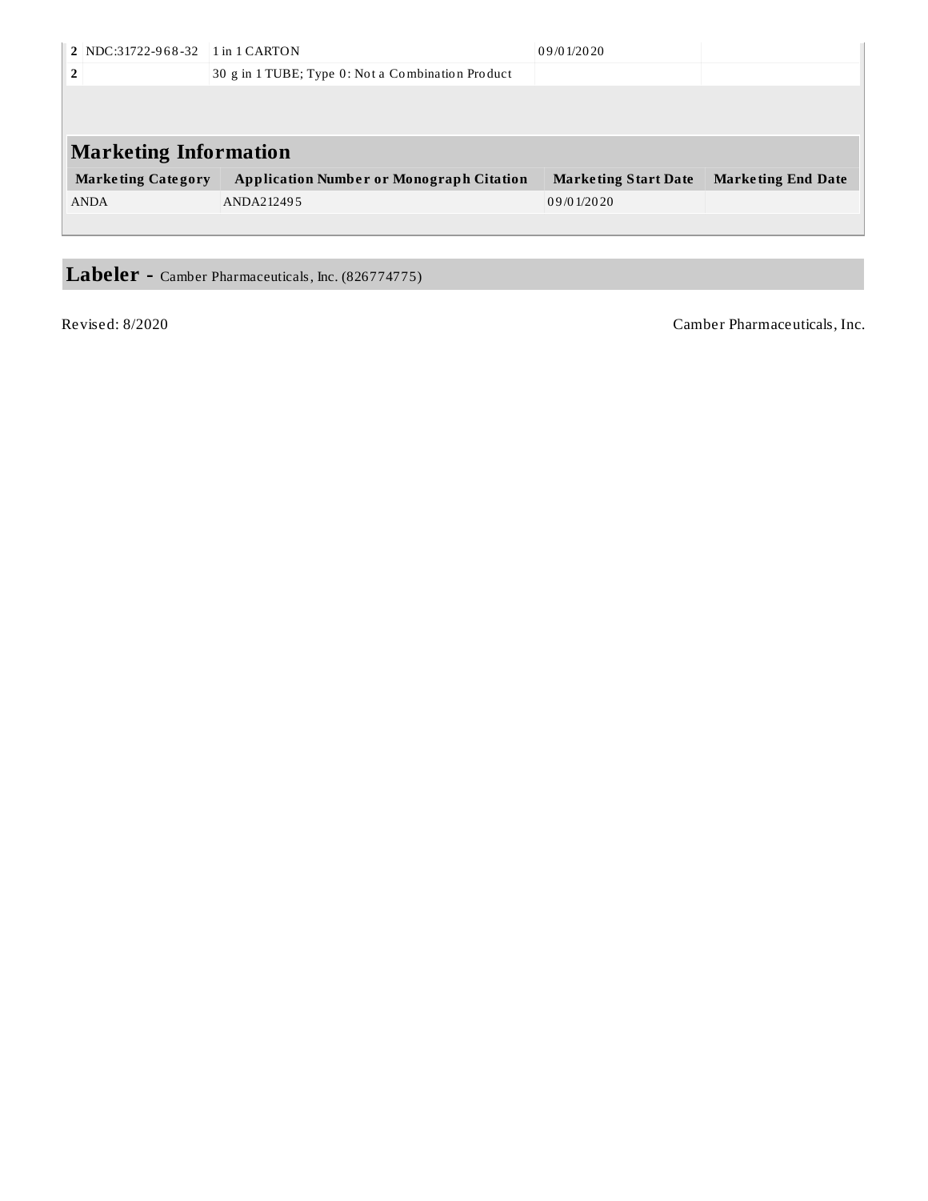| | | | | |
|---|---|---|---|---|
| 2 | NDC:31722-968-32 | 1 in 1 CARTON | 09/01/2020 | |
| 2 | | 30 g in 1 TUBE; Type 0: Not a Combination Product | | |

## Marketing Information

| Marketing Category | Application Number or Monograph Citation | Marketing Start Date | Marketing End Date |
|---|---|---|---|
| ANDA | ANDA212495 | 09/01/2020 | |

## Labeler - Camber Pharmaceuticals, Inc. (826774775)

Revised: 8/2020

Camber Pharmaceuticals, Inc.